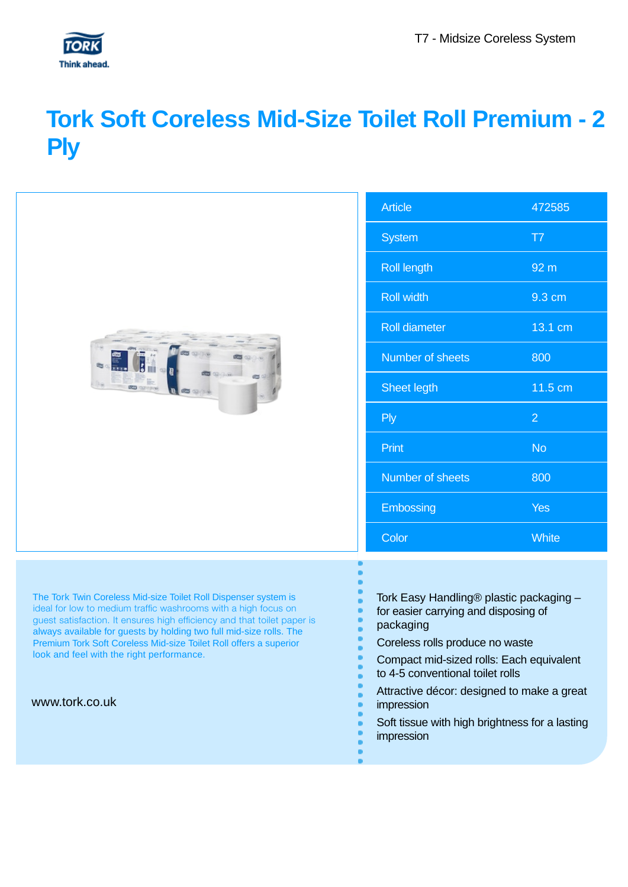T7 - Midsize Coreless System

# Tork Soft Coreless Mid-Size Toilet Roll Premium - 2 Ply

| Article | 472585 |
|---|---|
| System | T7 |
| Roll length | 92 m |
| Roll width | 9.3 cm |
| Roll diameter | 13.1 cm |
| Number of sheets | 800 |
| Sheet legth | 11.5 cm |
| Ply | 2 |
| Print | No |
| Number of sheets | 800 |
| Embossing | Yes |
| Color | White |

The Tork Twin Coreless Mid-size Toilet Roll Dispenser system is ideal for low to medium traffic washrooms with a high focus on guest satisfaction. It ensures high efficiency and that toilet paper is always available for guests by holding two full mid-size rolls. The Premium Tork Soft Coreless Mid-size Toilet Roll offers a superior look and feel with the right performance.

www.tork.co.uk

- Tork Easy Handling® plastic packaging – for easier carrying and disposing of packaging
- Coreless rolls produce no waste
- Compact mid-sized rolls: Each equivalent to 4-5 conventional toilet rolls
- Attractive décor: designed to make a great impression
- Soft tissue with high brightness for a lasting impression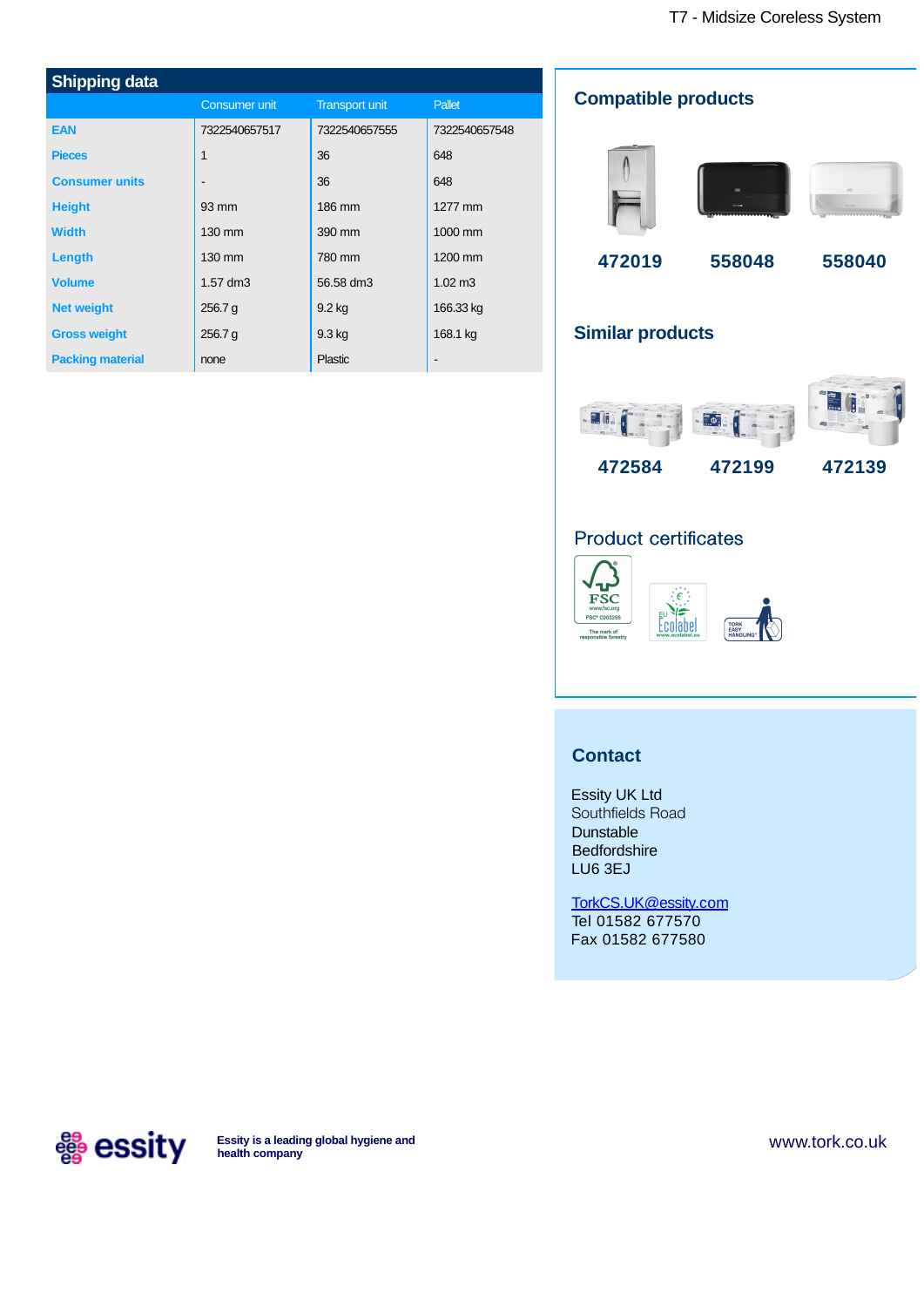## Shipping data

| | Consumer unit | Transport unit | Pallet |
|---|---|---|---|
| **EAN** | 7322540657517 | 7322540657555 | 7322540657548 |
| **Pieces** | 1 | 36 | 648 |
| **Consumer units** | - | 36 | 648 |
| **Height** | 93 mm | 186 mm | 1277 mm |
| **Width** | 130 mm | 390 mm | 1000 mm |
| **Length** | 130 mm | 780 mm | 1200 mm |
| **Volume** | 1.57 dm3 | 56.58 dm3 | 1.02 m3 |
| **Net weight** | 256.7 g | 9.2 kg | 166.33 kg |
| **Gross weight** | 256.7 g | 9.3 kg | 168.1 kg |
| **Packing material** | none | Plastic | - |

## Compatible products

472019 558048 558040

## Similar products

472584 472199 472139

## Product certificates

## Contact

Essity UK Ltd
Southfields Road
Dunstable
Bedfordshire
LU6 3EJ

TorkCS.UK@essity.com
Tel 01582 677570
Fax 01582 677580

**Essity is a leading global hygiene and health company**

www.tork.co.uk